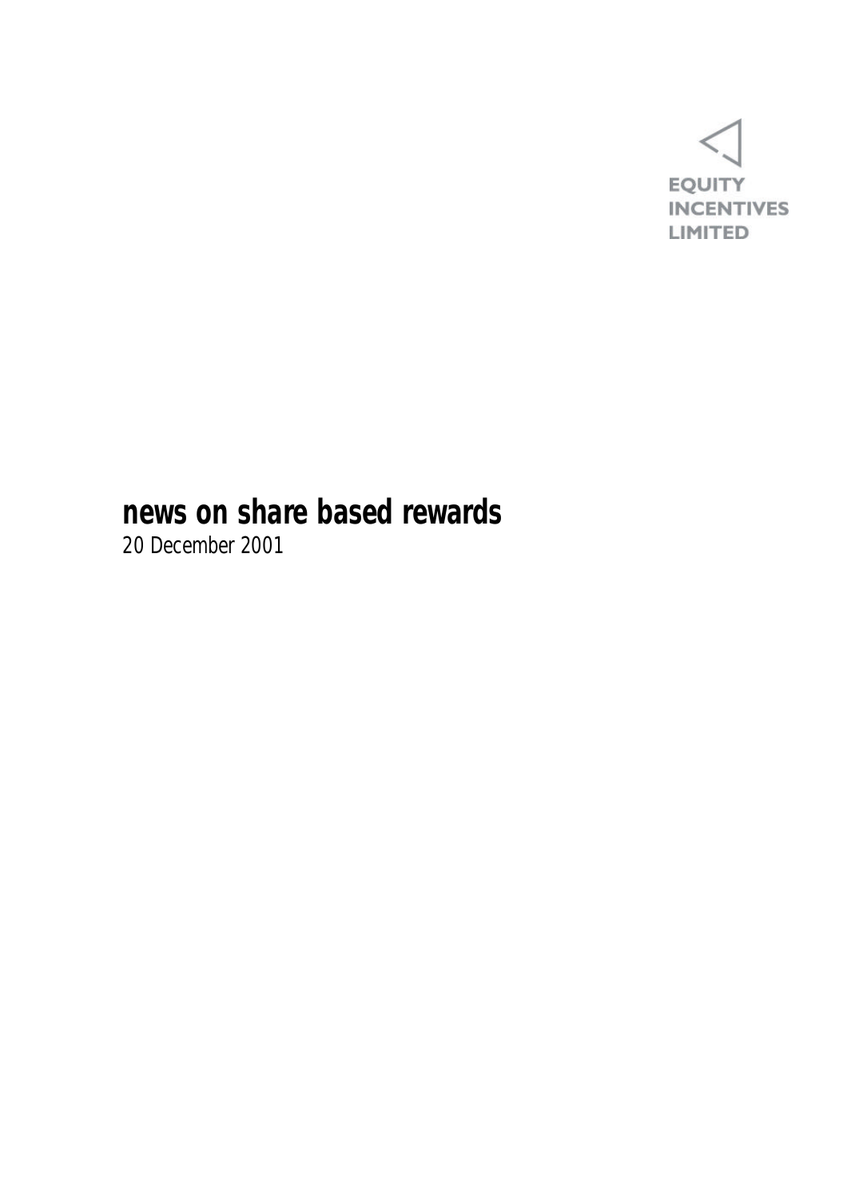EQUITY
INCENTIVES
LIMITED

# news on share based rewards

20 December 2001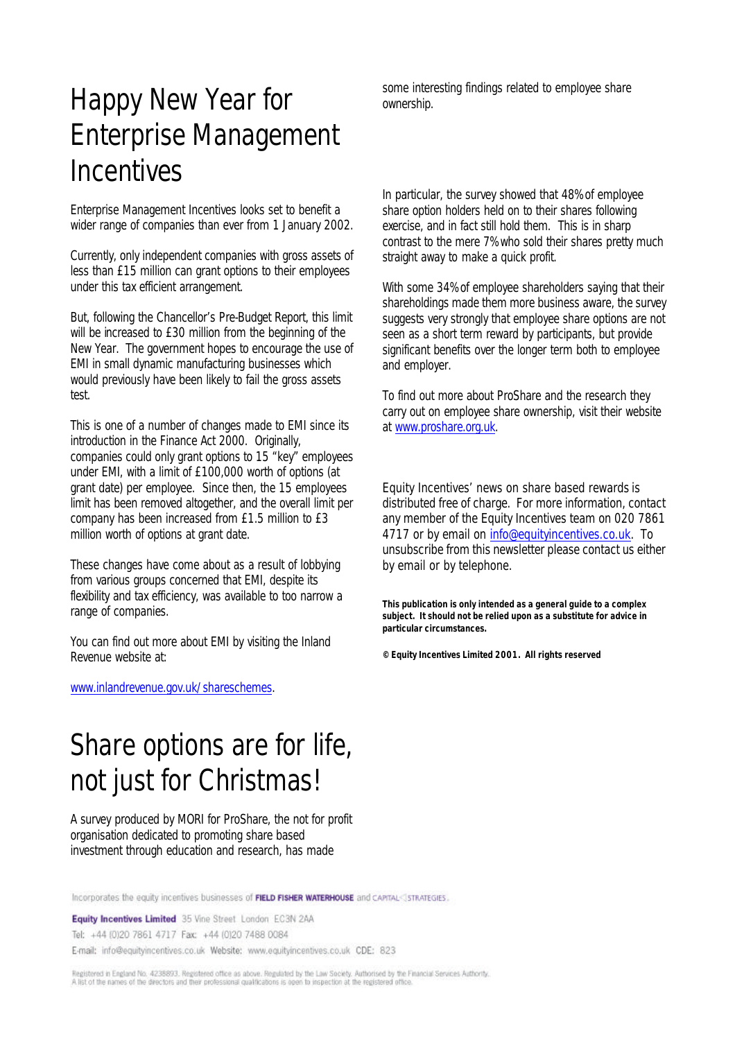# Happy New Year for Enterprise Management Incentives

Enterprise Management Incentives looks set to benefit a wider range of companies than ever from 1 January 2002.

Currently, only independent companies with gross assets of less than £15 million can grant options to their employees under this tax efficient arrangement.

But, following the Chancellor's Pre-Budget Report, this limit will be increased to £30 million from the beginning of the New Year. The government hopes to encourage the use of EMI in small dynamic manufacturing businesses which would previously have been likely to fail the gross assets test.

This is one of a number of changes made to EMI since its introduction in the Finance Act 2000. Originally, companies could only grant options to 15 "key" employees under EMI, with a limit of £100,000 worth of options (at grant date) per employee. Since then, the 15 employees limit has been removed altogether, and the overall limit per company has been increased from £1.5 million to £3 million worth of options at grant date.

These changes have come about as a result of lobbying from various groups concerned that EMI, despite its flexibility and tax efficiency, was available to too narrow a range of companies.

You can find out more about EMI by visiting the Inland Revenue website at:

www.inlandrevenue.gov.uk/shareschemes.

# Share options are for life, not just for Christmas!

A survey produced by MORI for ProShare, the not for profit organisation dedicated to promoting share based investment through education and research, has made some interesting findings related to employee share ownership.

In particular, the survey showed that 48% of employee share option holders held on to their shares following exercise, and in fact still hold them. This is in sharp contrast to the mere 7% who sold their shares pretty much straight away to make a quick profit.

With some 34% of employee shareholders saying that their shareholdings made them more business aware, the survey suggests very strongly that employee share options are not seen as a short term reward by participants, but provide significant benefits over the longer term both to employee and employer.

To find out more about ProShare and the research they carry out on employee share ownership, visit their website at www.proshare.org.uk.

Equity Incentives' news on share based rewards is distributed free of charge. For more information, contact any member of the Equity Incentives team on 020 7861 4717 or by email on info@equityincentives.co.uk. To unsubscribe from this newsletter please contact us either by email or by telephone.

**This publication is only intended as a general guide to a complex subject. It should not be relied upon as a substitute for advice in particular circumstances.**

**© Equity Incentives Limited 2001. All rights reserved**

Incorporates the equity incentives businesses of **FIELD FISHER WATERHOUSE** and CAPITAL STRATEGIES.

**Equity Incentives Limited** 35 Vine Street London EC3N 2AA
Tel: +44 (0)20 7861 4717 Fax: +44 (0)20 7488 0084
E-mail: info@equityincentives.co.uk Website: www.equityincentives.co.uk CDE: 823

Registered in England No. 4238893. Registered office as above. Regulated by the Law Society. Authorised by the Financial Services Authority. A list of the names of the directors and their professional qualifications is open to inspection at the registered office.